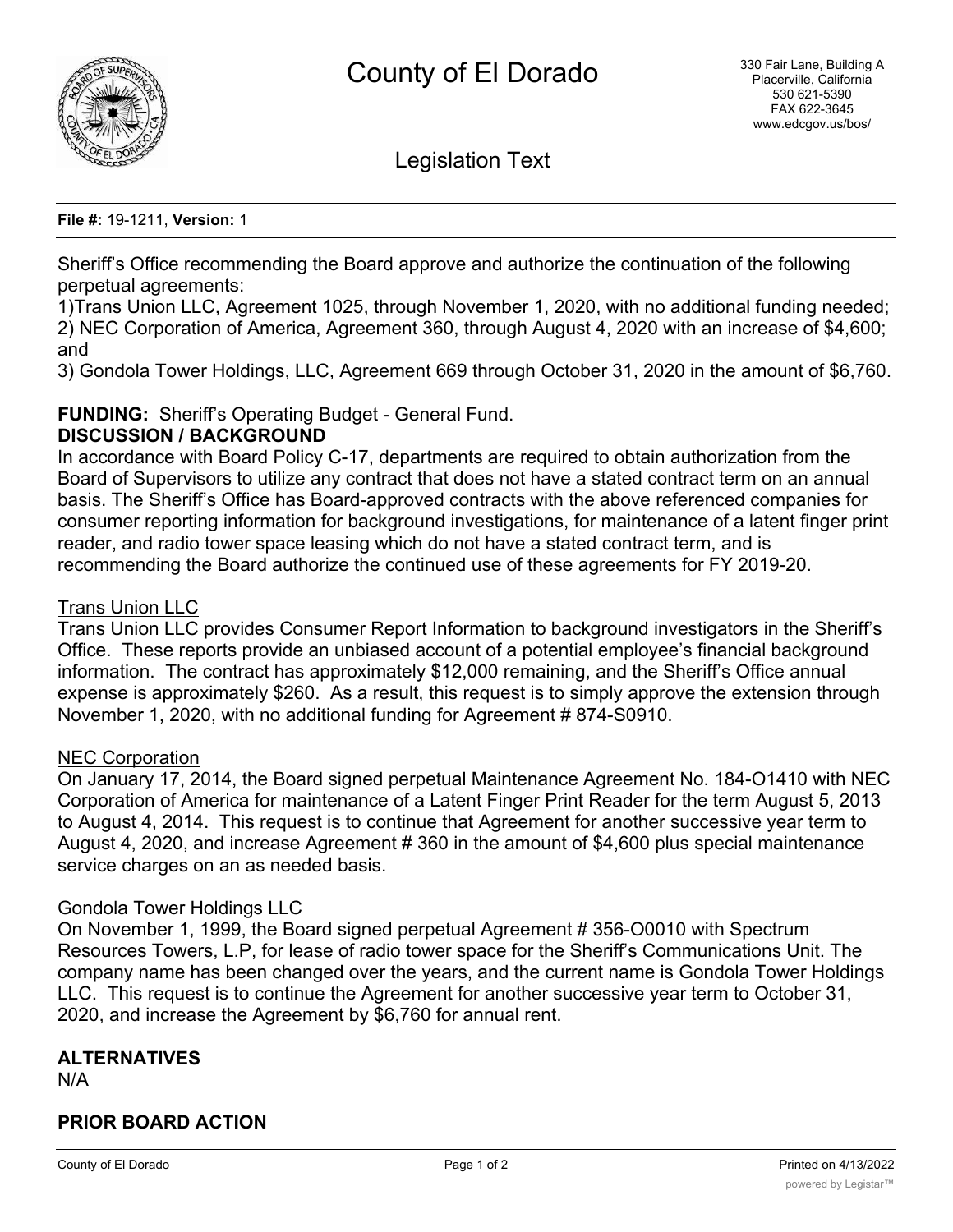# County of El Dorado

330 Fair Lane, Building A
Placerville, California
530 621-5390
FAX 622-3645
www.edcgov.us/bos/

## Legislation Text

**File #:** 19-1211, **Version:** 1

Sheriff's Office recommending the Board approve and authorize the continuation of the following perpetual agreements:
1)Trans Union LLC, Agreement 1025, through November 1, 2020, with no additional funding needed;
2) NEC Corporation of America, Agreement 360, through August 4, 2020 with an increase of $4,600; and
3) Gondola Tower Holdings, LLC, Agreement 669 through October 31, 2020 in the amount of $6,760.

**FUNDING:** Sheriff's Operating Budget - General Fund.

**DISCUSSION / BACKGROUND**

In accordance with Board Policy C-17, departments are required to obtain authorization from the Board of Supervisors to utilize any contract that does not have a stated contract term on an annual basis. The Sheriff's Office has Board-approved contracts with the above referenced companies for consumer reporting information for background investigations, for maintenance of a latent finger print reader, and radio tower space leasing which do not have a stated contract term, and is recommending the Board authorize the continued use of these agreements for FY 2019-20.

Trans Union LLC

Trans Union LLC provides Consumer Report Information to background investigators in the Sheriff's Office. These reports provide an unbiased account of a potential employee's financial background information. The contract has approximately $12,000 remaining, and the Sheriff's Office annual expense is approximately $260. As a result, this request is to simply approve the extension through November 1, 2020, with no additional funding for Agreement # 874-S0910.

NEC Corporation

On January 17, 2014, the Board signed perpetual Maintenance Agreement No. 184-O1410 with NEC Corporation of America for maintenance of a Latent Finger Print Reader for the term August 5, 2013 to August 4, 2014. This request is to continue that Agreement for another successive year term to August 4, 2020, and increase Agreement # 360 in the amount of $4,600 plus special maintenance service charges on an as needed basis.

Gondola Tower Holdings LLC

On November 1, 1999, the Board signed perpetual Agreement # 356-O0010 with Spectrum Resources Towers, L.P, for lease of radio tower space for the Sheriff's Communications Unit. The company name has been changed over the years, and the current name is Gondola Tower Holdings LLC. This request is to continue the Agreement for another successive year term to October 31, 2020, and increase the Agreement by $6,760 for annual rent.

**ALTERNATIVES**

N/A

**PRIOR BOARD ACTION**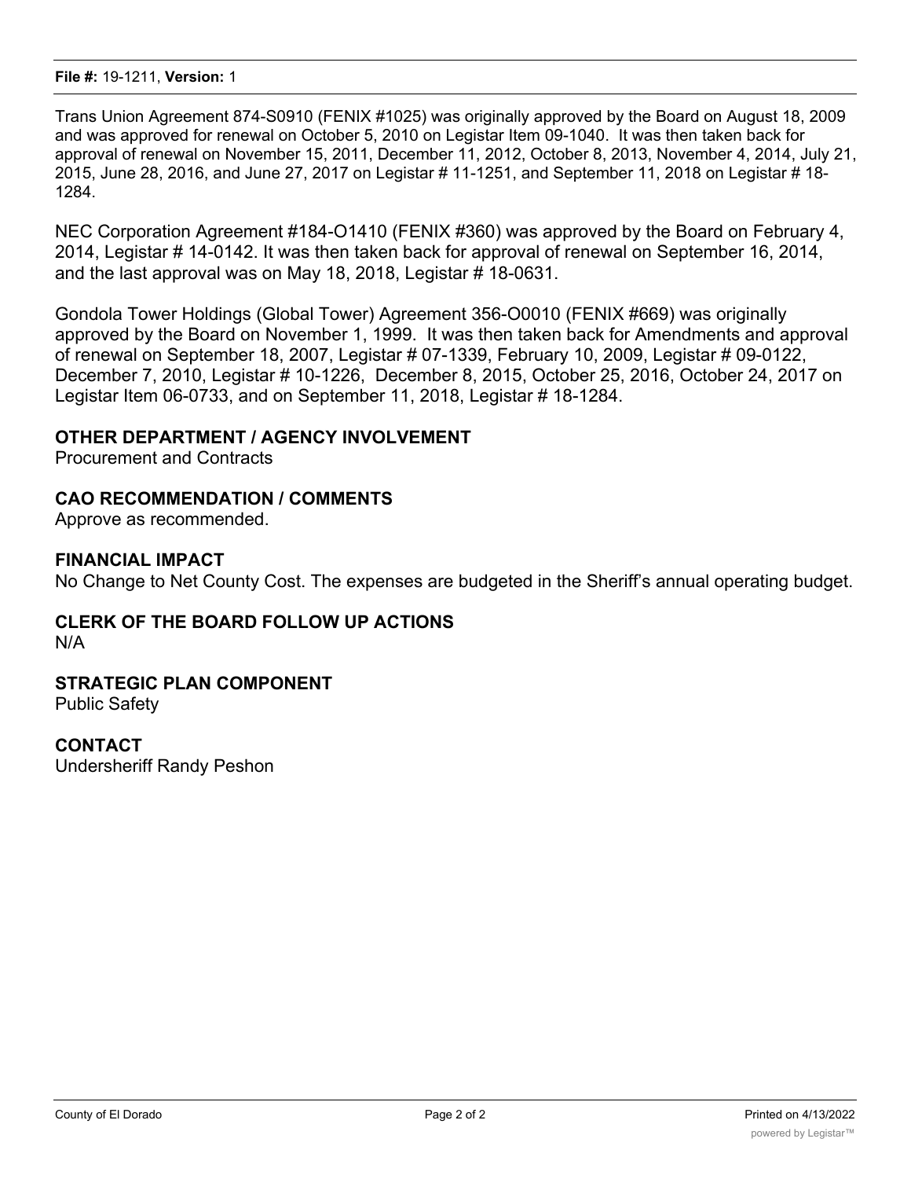Trans Union Agreement 874-S0910 (FENIX #1025) was originally approved by the Board on August 18, 2009 and was approved for renewal on October 5, 2010 on Legistar Item 09-1040. It was then taken back for approval of renewal on November 15, 2011, December 11, 2012, October 8, 2013, November 4, 2014, July 21, 2015, June 28, 2016, and June 27, 2017 on Legistar # 11-1251, and September 11, 2018 on Legistar # 18-1284.

NEC Corporation Agreement #184-O1410 (FENIX #360) was approved by the Board on February 4, 2014, Legistar # 14-0142. It was then taken back for approval of renewal on September 16, 2014, and the last approval was on May 18, 2018, Legistar # 18-0631.

Gondola Tower Holdings (Global Tower) Agreement 356-O0010 (FENIX #669) was originally approved by the Board on November 1, 1999. It was then taken back for Amendments and approval of renewal on September 18, 2007, Legistar # 07-1339, February 10, 2009, Legistar # 09-0122, December 7, 2010, Legistar # 10-1226, December 8, 2015, October 25, 2016, October 24, 2017 on Legistar Item 06-0733, and on September 11, 2018, Legistar # 18-1284.

## OTHER DEPARTMENT / AGENCY INVOLVEMENT

Procurement and Contracts

## CAO RECOMMENDATION / COMMENTS

Approve as recommended.

## FINANCIAL IMPACT

No Change to Net County Cost. The expenses are budgeted in the Sheriff's annual operating budget.

## CLERK OF THE BOARD FOLLOW UP ACTIONS

N/A

## STRATEGIC PLAN COMPONENT

Public Safety

## CONTACT

Undersheriff Randy Peshon